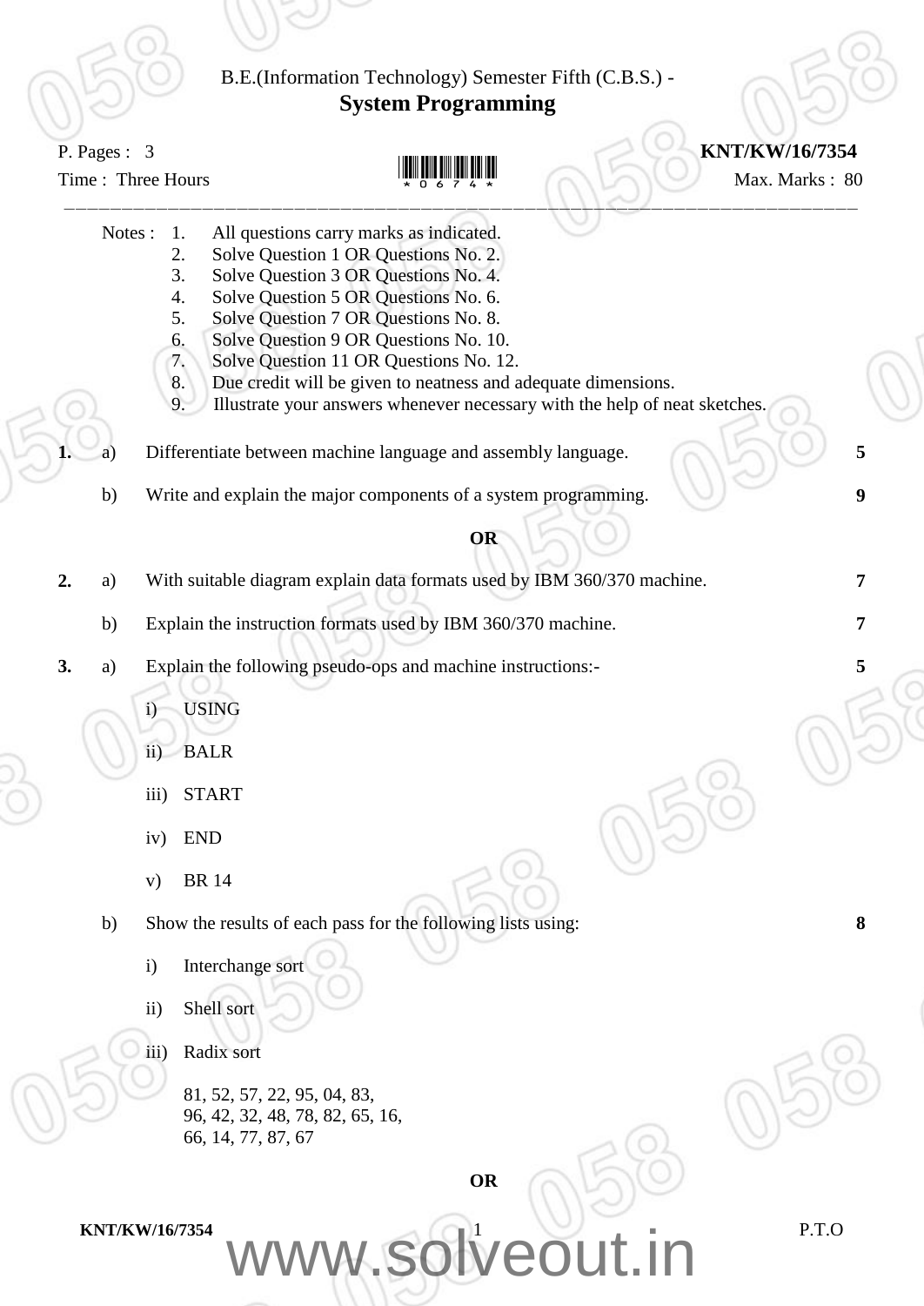B.E.(Information Technology) Semester Fifth (C.B.S.) -

# System Programming

P. Pages : 3 **KNT/KW/16/7354**

Time : Three Hours Max. Marks : 80

---

Notes :
1. All questions carry marks as indicated.
2. Solve Question 1 OR Questions No. 2.
3. Solve Question 3 OR Questions No. 4.
4. Solve Question 5 OR Questions No. 6.
5. Solve Question 7 OR Questions No. 8.
6. Solve Question 9 OR Questions No. 10.
7. Solve Question 11 OR Questions No. 12.
8. Due credit will be given to neatness and adequate dimensions.
9. Illustrate your answers whenever necessary with the help of neat sketches.

**1.** a) Differentiate between machine language and assembly language. **5**

b) Write and explain the major components of a system programming. **9**

**OR**

**2.** a) With suitable diagram explain data formats used by IBM 360/370 machine. **7**

b) Explain the instruction formats used by IBM 360/370 machine. **7**

**3.** a) Explain the following pseudo-ops and machine instructions:- **5**

i) USING

ii) BALR

iii) START

iv) END

v) BR 14

b) Show the results of each pass for the following lists using: **8**

i) Interchange sort

ii) Shell sort

iii) Radix sort

81, 52, 57, 22, 95, 04, 83,
96, 42, 32, 48, 78, 82, 65, 16,
66, 14, 77, 87, 67

**OR**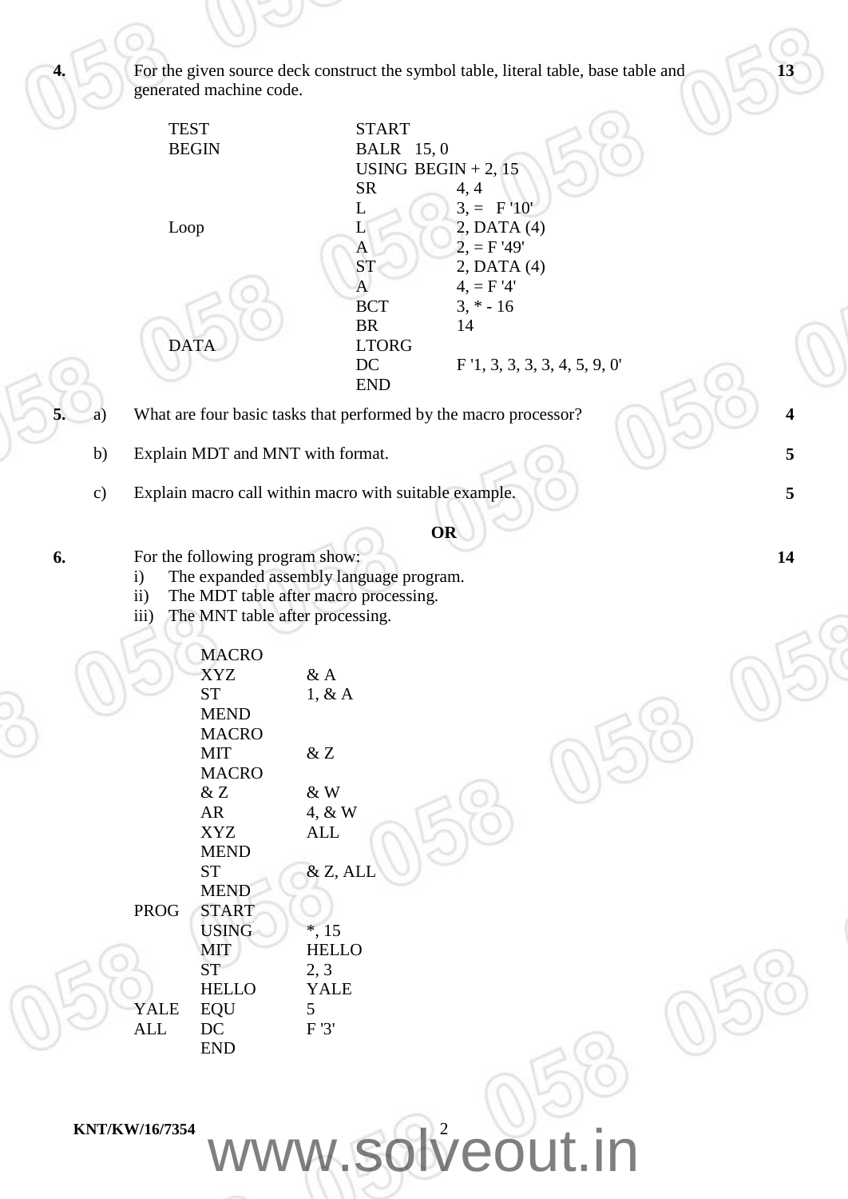**4.** For the given source deck construct the symbol table, literal table, base table and generated machine code. **13**

```
TEST        START
BEGIN       BALR   15, 0
            USING  BEGIN + 2, 15
            SR          4, 4
            L           3, =  F '10'
Loop        L           2, DATA (4)
            A           2, = F '49'
            ST          2, DATA (4)
            A           4, = F '4'
            BCT         3, * - 16
            BR          14
DATA        LTORG
            DC          F '1, 3, 3, 3, 3, 4, 5, 9, 0'
            END
```

**5.** a) What are four basic tasks that performed by the macro processor? **4**

b) Explain MDT and MNT with format. **5**

c) Explain macro call within macro with suitable example. **5**

**OR**

**6.** For the following program show: **14**

i) The expanded assembly language program.

ii) The MDT table after macro processing.

iii) The MNT table after processing.

```
        MACRO
        XYZ      & A
        ST       1, & A
        MEND
        MACRO
        MIT      & Z
        MACRO
        & Z      & W
        AR       4, & W
        XYZ      ALL
        MEND
        ST       & Z, ALL
        MEND
PROG    START
        USING    *, 15
        MIT      HELLO
        ST       2, 3
        HELLO    YALE
YALE    EQU      5
ALL     DC       F '3'
        END
```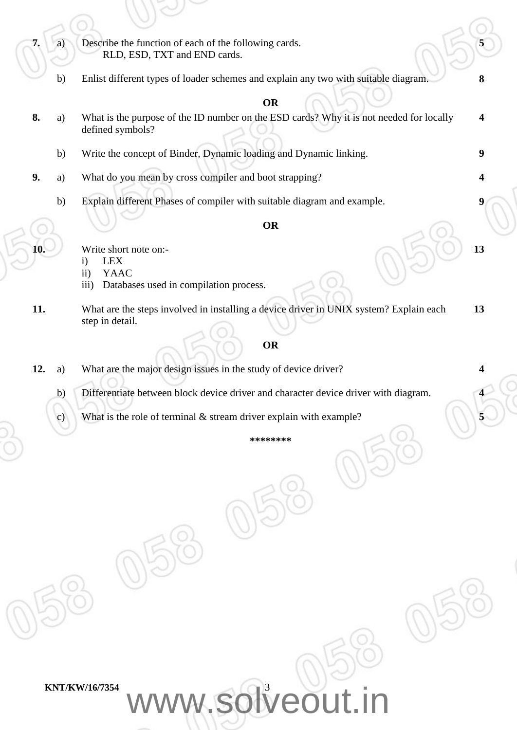7\. a) Describe the function of each of the following cards.
RLD, ESD, TXT and END cards. **5**

b) Enlist different types of loader schemes and explain any two with suitable diagram. **8**

**OR**

8\. a) What is the purpose of the ID number on the ESD cards? Why it is not needed for locally defined symbols? **4**

b) Write the concept of Binder, Dynamic loading and Dynamic linking. **9**

9\. a) What do you mean by cross compiler and boot strapping? **4**

b) Explain different Phases of compiler with suitable diagram and example. **9**

**OR**

10\. Write short note on:- **13**

i) LEX
ii) YAAC
iii) Databases used in compilation process.

11\. What are the steps involved in installing a device driver in UNIX system? Explain each step in detail. **13**

**OR**

12\. a) What are the major design issues in the study of device driver? **4**

b) Differentiate between block device driver and character device driver with diagram. **4**

c) What is the role of terminal & stream driver explain with example? **5**

********